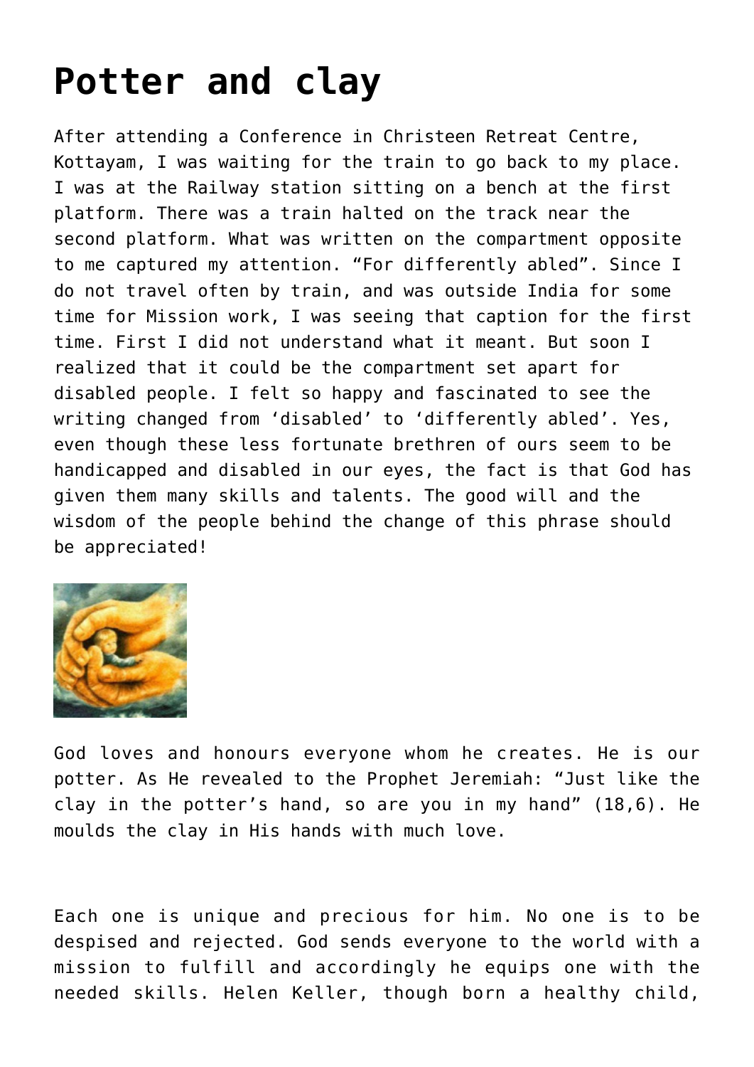# Potter and clay

After attending a Conference in Christeen Retreat Centre, Kottayam, I was waiting for the train to go back to my place. I was at the Railway station sitting on a bench at the first platform. There was a train halted on the track near the second platform. What was written on the compartment opposite to me captured my attention. “For differently abled”. Since I do not travel often by train, and was outside India for some time for Mission work, I was seeing that caption for the first time. First I did not understand what it meant. But soon I realized that it could be the compartment set apart for disabled people. I felt so happy and fascinated to see the writing changed from ‘disabled’ to ‘differently abled’. Yes, even though these less fortunate brethren of ours seem to be handicapped and disabled in our eyes, the fact is that God has given them many skills and talents. The good will and the wisdom of the people behind the change of this phrase should be appreciated!

God loves and honours everyone whom he creates. He is our potter. As He revealed to the Prophet Jeremiah: “Just like the clay in the potter’s hand, so are you in my hand” (18,6). He moulds the clay in His hands with much love.

Each one is unique and precious for him. No one is to be despised and rejected. God sends everyone to the world with a mission to fulfill and accordingly he equips one with the needed skills. Helen Keller, though born a healthy child,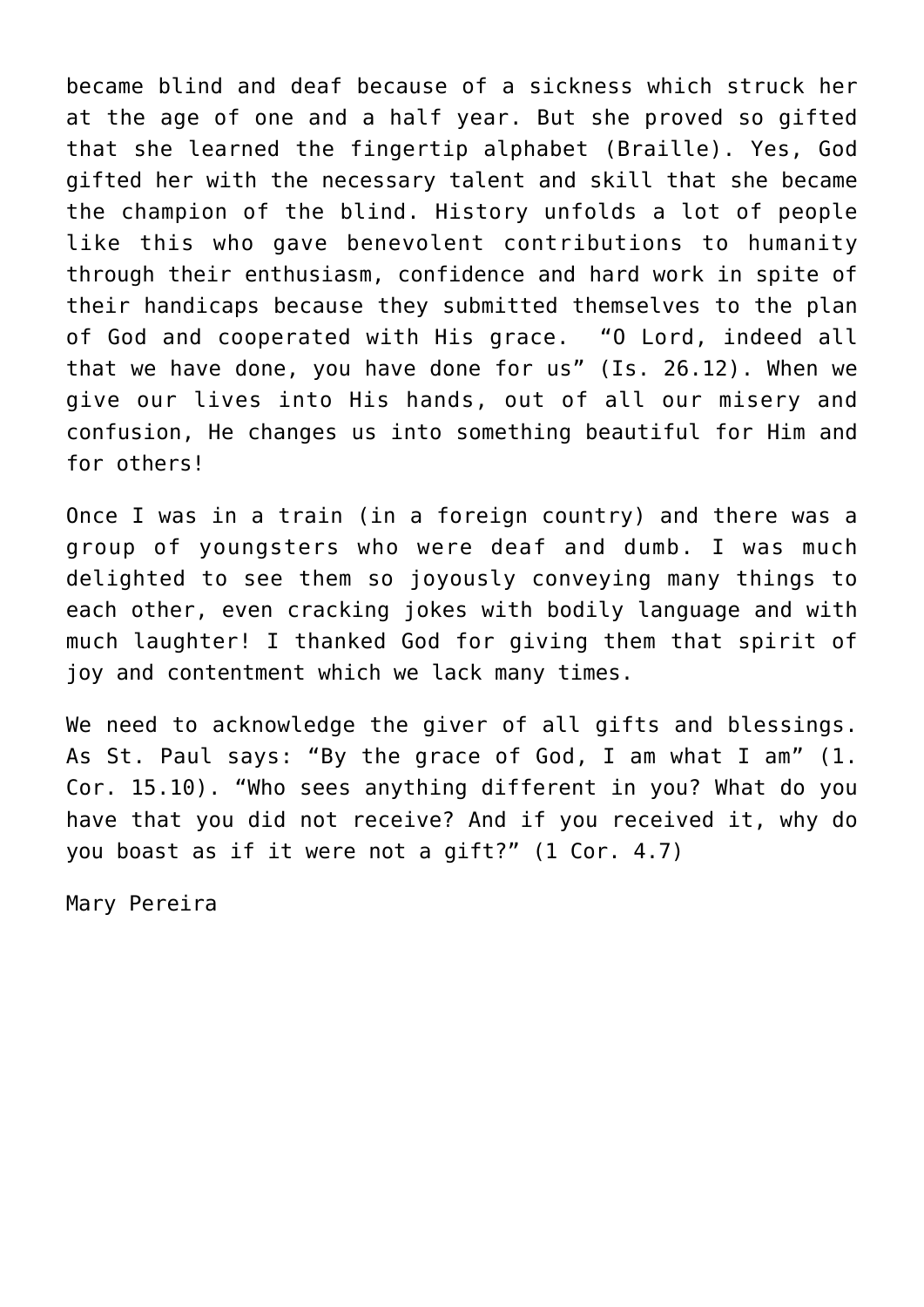became blind and deaf because of a sickness which struck her at the age of one and a half year. But she proved so gifted that she learned the fingertip alphabet (Braille). Yes, God gifted her with the necessary talent and skill that she became the champion of the blind. History unfolds a lot of people like this who gave benevolent contributions to humanity through their enthusiasm, confidence and hard work in spite of their handicaps because they submitted themselves to the plan of God and cooperated with His grace.  "O Lord, indeed all that we have done, you have done for us" (Is. 26.12). When we give our lives into His hands, out of all our misery and confusion, He changes us into something beautiful for Him and for others!

Once I was in a train (in a foreign country) and there was a group of youngsters who were deaf and dumb. I was much delighted to see them so joyously conveying many things to each other, even cracking jokes with bodily language and with much laughter! I thanked God for giving them that spirit of joy and contentment which we lack many times.

We need to acknowledge the giver of all gifts and blessings. As St. Paul says: "By the grace of God, I am what I am" (1. Cor. 15.10). "Who sees anything different in you? What do you have that you did not receive? And if you received it, why do you boast as if it were not a gift?" (1 Cor. 4.7)

Mary Pereira